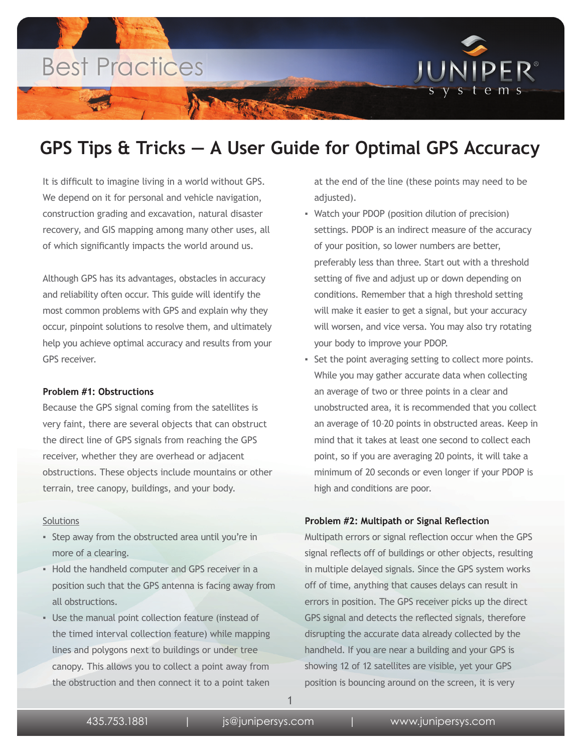Best Practices

# GPS Tips & Tricks — A User Guide for Optimal GPS Accuracy

It is difficult to imagine living in a world without GPS. We depend on it for personal and vehicle navigation, construction grading and excavation, natural disaster recovery, and GIS mapping among many other uses, all of which significantly impacts the world around us.

Although GPS has its advantages, obstacles in accuracy and reliability often occur. This guide will identify the most common problems with GPS and explain why they occur, pinpoint solutions to resolve them, and ultimately help you achieve optimal accuracy and results from your GPS receiver.

**Problem #1: Obstructions**

Because the GPS signal coming from the satellites is very faint, there are several objects that can obstruct the direct line of GPS signals from reaching the GPS receiver, whether they are overhead or adjacent obstructions. These objects include mountains or other terrain, tree canopy, buildings, and your body.

Solutions

- Step away from the obstructed area until you're in more of a clearing.
- Hold the handheld computer and GPS receiver in a position such that the GPS antenna is facing away from all obstructions.
- Use the manual point collection feature (instead of the timed interval collection feature) while mapping lines and polygons next to buildings or under tree canopy. This allows you to collect a point away from the obstruction and then connect it to a point taken at the end of the line (these points may need to be adjusted).
- Watch your PDOP (position dilution of precision) settings. PDOP is an indirect measure of the accuracy of your position, so lower numbers are better, preferably less than three. Start out with a threshold setting of five and adjust up or down depending on conditions. Remember that a high threshold setting will make it easier to get a signal, but your accuracy will worsen, and vice versa. You may also try rotating your body to improve your PDOP.
- Set the point averaging setting to collect more points. While you may gather accurate data when collecting an average of two or three points in a clear and unobstructed area, it is recommended that you collect an average of 10–20 points in obstructed areas. Keep in mind that it takes at least one second to collect each point, so if you are averaging 20 points, it will take a minimum of 20 seconds or even longer if your PDOP is high and conditions are poor.

**Problem #2: Multipath or Signal Reflection**

Multipath errors or signal reflection occur when the GPS signal reflects off of buildings or other objects, resulting in multiple delayed signals. Since the GPS system works off of time, anything that causes delays can result in errors in position. The GPS receiver picks up the direct GPS signal and detects the reflected signals, therefore disrupting the accurate data already collected by the handheld. If you are near a building and your GPS is showing 12 of 12 satellites are visible, yet your GPS position is bouncing around on the screen, it is very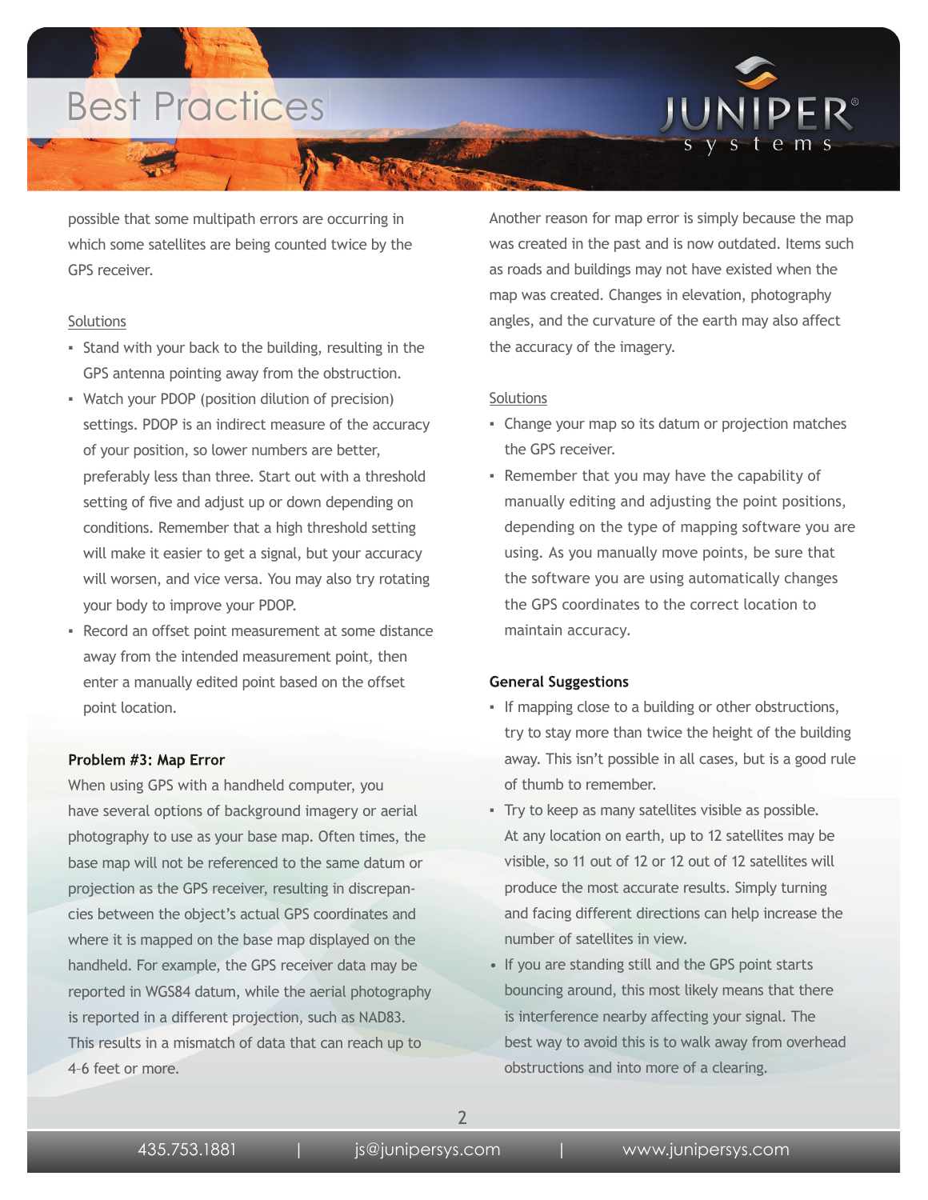possible that some multipath errors are occurring in which some satellites are being counted twice by the GPS receiver.

Solutions

- Stand with your back to the building, resulting in the GPS antenna pointing away from the obstruction.
- Watch your PDOP (position dilution of precision) settings. PDOP is an indirect measure of the accuracy of your position, so lower numbers are better, preferably less than three. Start out with a threshold setting of five and adjust up or down depending on conditions. Remember that a high threshold setting will make it easier to get a signal, but your accuracy will worsen, and vice versa. You may also try rotating your body to improve your PDOP.
- Record an offset point measurement at some distance away from the intended measurement point, then enter a manually edited point based on the offset point location.

**Problem #3: Map Error**

When using GPS with a handheld computer, you have several options of background imagery or aerial photography to use as your base map. Often times, the base map will not be referenced to the same datum or projection as the GPS receiver, resulting in discrepancies between the object's actual GPS coordinates and where it is mapped on the base map displayed on the handheld. For example, the GPS receiver data may be reported in WGS84 datum, while the aerial photography is reported in a different projection, such as NAD83. This results in a mismatch of data that can reach up to 4-6 feet or more.

Another reason for map error is simply because the map was created in the past and is now outdated. Items such as roads and buildings may not have existed when the map was created. Changes in elevation, photography angles, and the curvature of the earth may also affect the accuracy of the imagery.

Solutions

- Change your map so its datum or projection matches the GPS receiver.
- Remember that you may have the capability of manually editing and adjusting the point positions, depending on the type of mapping software you are using. As you manually move points, be sure that the software you are using automatically changes the GPS coordinates to the correct location to maintain accuracy.

**General Suggestions**

- If mapping close to a building or other obstructions, try to stay more than twice the height of the building away. This isn't possible in all cases, but is a good rule of thumb to remember.
- Try to keep as many satellites visible as possible. At any location on earth, up to 12 satellites may be visible, so 11 out of 12 or 12 out of 12 satellites will produce the most accurate results. Simply turning and facing different directions can help increase the number of satellites in view.
- If you are standing still and the GPS point starts bouncing around, this most likely means that there is interference nearby affecting your signal. The best way to avoid this is to walk away from overhead obstructions and into more of a clearing.